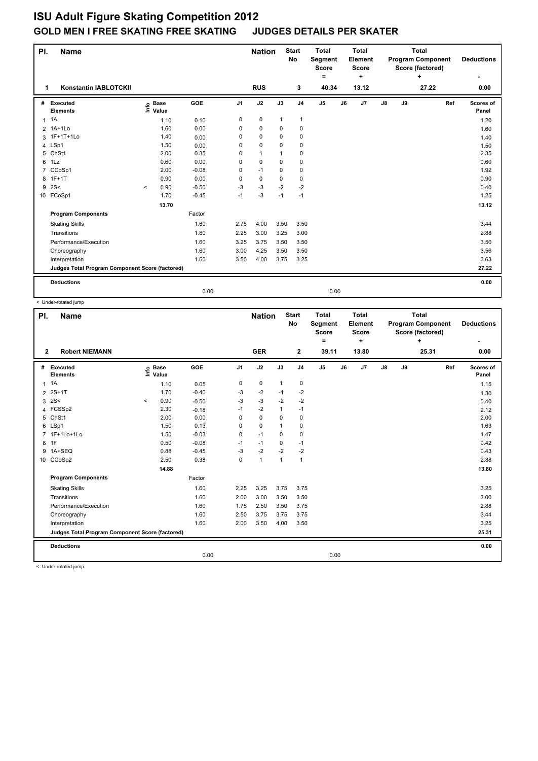# ISU Adult Figure Skating Competition 2012

## GOLD MEN I FREE SKATING FREE SKATING JUDGES DETAILS PER SKATER

| Pl. | Name | Nation | Start No | Total Segment Score = | Total Element Score + | Total Program Component Score (factored) + | Deductions - |
|---|---|---|---|---|---|---|---|
| 1 | Konstantin IABLOTCKII | RUS | 3 | 40.34 | 13.12 | 27.22 | 0.00 |

| # | Executed Elements | Info | Base Value | GOE | J1 | J2 | J3 | J4 | J5 | J6 | J7 | J8 | J9 | Ref | Scores of Panel |
|---|---|---|---|---|---|---|---|---|---|---|---|---|---|---|---|
| 1 | 1A | | 1.10 | 0.10 | 0 | 0 | 1 | 1 | | | | | | | 1.20 |
| 2 | 1A+1Lo | | 1.60 | 0.00 | 0 | 0 | 0 | 0 | | | | | | | 1.60 |
| 3 | 1F+1T+1Lo | | 1.40 | 0.00 | 0 | 0 | 0 | 0 | | | | | | | 1.40 |
| 4 | LSp1 | | 1.50 | 0.00 | 0 | 0 | 0 | 0 | | | | | | | 1.50 |
| 5 | ChSt1 | | 2.00 | 0.35 | 0 | 1 | 1 | 0 | | | | | | | 2.35 |
| 6 | 1Lz | | 0.60 | 0.00 | 0 | 0 | 0 | 0 | | | | | | | 0.60 |
| 7 | CCoSp1 | | 2.00 | -0.08 | 0 | -1 | 0 | 0 | | | | | | | 1.92 |
| 8 | 1F+1T | | 0.90 | 0.00 | 0 | 0 | 0 | 0 | | | | | | | 0.90 |
| 9 | 2S< | < | 0.90 | -0.50 | -3 | -3 | -2 | -2 | | | | | | | 0.40 |
| 10 | FCoSp1 | | 1.70 | -0.45 | -1 | -3 | -1 | -1 | | | | | | | 1.25 |
| | | | 13.70 | | | | | | | | | | | | 13.12 |
| | **Program Components** | | | Factor | | | | | | | | | | | |
| | Skating Skills | | | 1.60 | 2.75 | 4.00 | 3.50 | 3.50 | | | | | | | 3.44 |
| | Transitions | | | 1.60 | 2.25 | 3.00 | 3.25 | 3.00 | | | | | | | 2.88 |
| | Performance/Execution | | | 1.60 | 3.25 | 3.75 | 3.50 | 3.50 | | | | | | | 3.50 |
| | Choreography | | | 1.60 | 3.00 | 4.25 | 3.50 | 3.50 | | | | | | | 3.56 |
| | Interpretation | | | 1.60 | 3.50 | 4.00 | 3.75 | 3.25 | | | | | | | 3.63 |
| | **Judges Total Program Component Score (factored)** | | | | | | | | | | | | | | 27.22 |
| | **Deductions** | | | | | | | | | | | | | | 0.00 |
| | | | | 0.00 | | | | | 0.00 | | | | | | |

< Under-rotated jump

| Pl. | Name | Nation | Start No | Total Segment Score = | Total Element Score + | Total Program Component Score (factored) + | Deductions - |
|---|---|---|---|---|---|---|---|
| 2 | Robert NIEMANN | GER | 2 | 39.11 | 13.80 | 25.31 | 0.00 |

| # | Executed Elements | Info | Base Value | GOE | J1 | J2 | J3 | J4 | J5 | J6 | J7 | J8 | J9 | Ref | Scores of Panel |
|---|---|---|---|---|---|---|---|---|---|---|---|---|---|---|---|
| 1 | 1A | | 1.10 | 0.05 | 0 | 0 | 1 | 0 | | | | | | | 1.15 |
| 2 | 2S+1T | | 1.70 | -0.40 | -3 | -2 | -1 | -2 | | | | | | | 1.30 |
| 3 | 2S< | < | 0.90 | -0.50 | -3 | -3 | -2 | -2 | | | | | | | 0.40 |
| 4 | FCSSp2 | | 2.30 | -0.18 | -1 | -2 | 1 | -1 | | | | | | | 2.12 |
| 5 | ChSt1 | | 2.00 | 0.00 | 0 | 0 | 0 | 0 | | | | | | | 2.00 |
| 6 | LSp1 | | 1.50 | 0.13 | 0 | 0 | 1 | 0 | | | | | | | 1.63 |
| 7 | 1F+1Lo+1Lo | | 1.50 | -0.03 | 0 | -1 | 0 | 0 | | | | | | | 1.47 |
| 8 | 1F | | 0.50 | -0.08 | -1 | -1 | 0 | -1 | | | | | | | 0.42 |
| 9 | 1A+SEQ | | 0.88 | -0.45 | -3 | -2 | -2 | -2 | | | | | | | 0.43 |
| 10 | CCoSp2 | | 2.50 | 0.38 | 0 | 1 | 1 | 1 | | | | | | | 2.88 |
| | | | 14.88 | | | | | | | | | | | | 13.80 |
| | **Program Components** | | | Factor | | | | | | | | | | | |
| | Skating Skills | | | 1.60 | 2.25 | 3.25 | 3.75 | 3.75 | | | | | | | 3.25 |
| | Transitions | | | 1.60 | 2.00 | 3.00 | 3.50 | 3.50 | | | | | | | 3.00 |
| | Performance/Execution | | | 1.60 | 1.75 | 2.50 | 3.50 | 3.75 | | | | | | | 2.88 |
| | Choreography | | | 1.60 | 2.50 | 3.75 | 3.75 | 3.75 | | | | | | | 3.44 |
| | Interpretation | | | 1.60 | 2.00 | 3.50 | 4.00 | 3.50 | | | | | | | 3.25 |
| | **Judges Total Program Component Score (factored)** | | | | | | | | | | | | | | 25.31 |
| | **Deductions** | | | | | | | | | | | | | | 0.00 |
| | | | | 0.00 | | | | | 0.00 | | | | | | |

< Under-rotated jump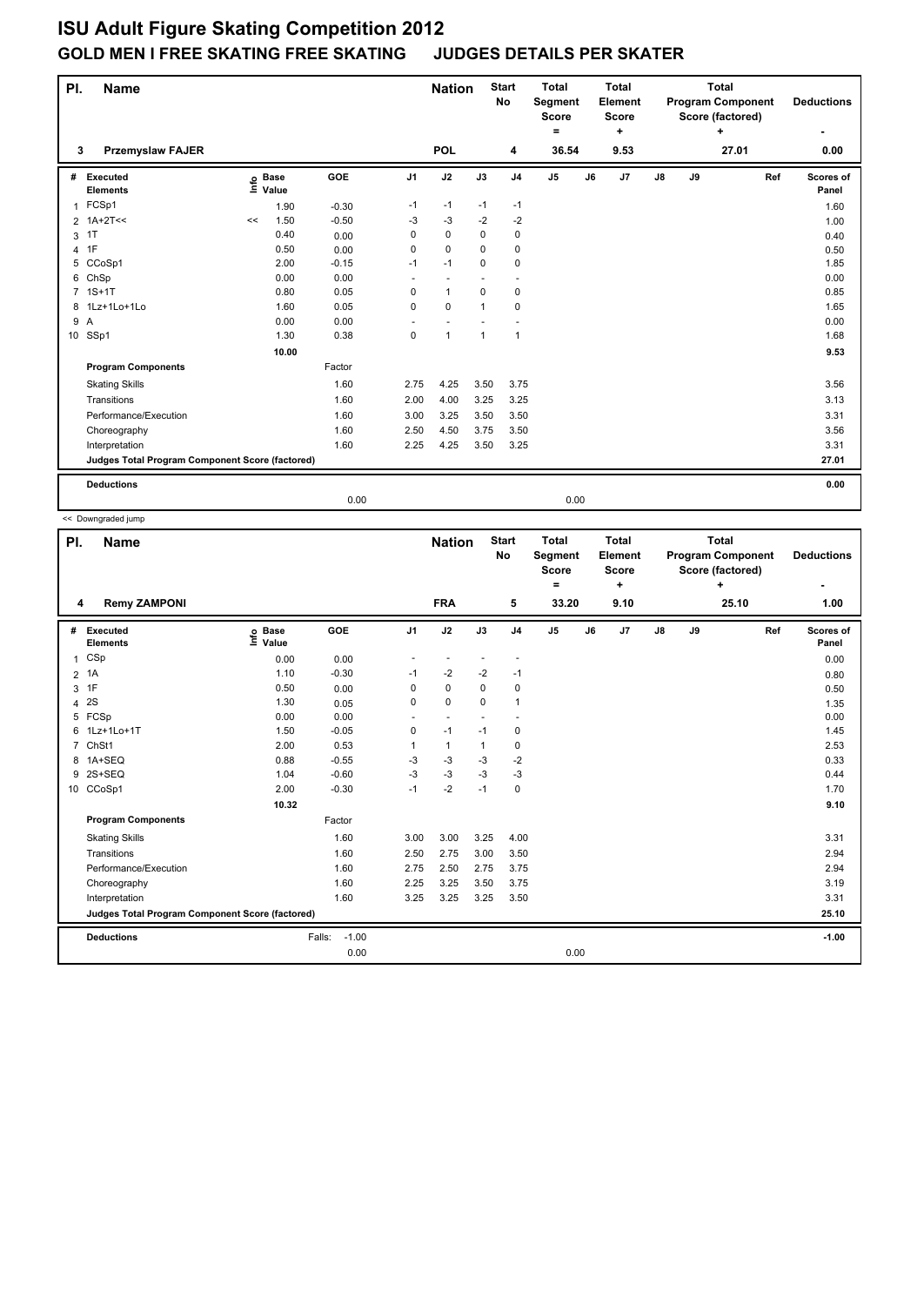# ISU Adult Figure Skating Competition 2012

## GOLD MEN I FREE SKATING FREE SKATING JUDGES DETAILS PER SKATER

| Pl. | Name | Nation | Start No | Total Segment Score = | Total Element Score + | Total Program Component Score (factored) + | Deductions - |
|---|---|---|---|---|---|---|---|
| 3 | Przemyslaw FAJER | POL | 4 | 36.54 | 9.53 | 27.01 | 0.00 |

| # | Executed Elements | Info | Base Value | GOE | J1 | J2 | J3 | J4 | J5 | J6 | J7 | J8 | J9 | Ref | Scores of Panel |
|---|---|---|---|---|---|---|---|---|---|---|---|---|---|---|---|
| 1 | FCSp1 | | 1.90 | -0.30 | -1 | -1 | -1 | -1 | | | | | | | 1.60 |
| 2 | 1A+2T<< | << | 1.50 | -0.50 | -3 | -3 | -2 | -2 | | | | | | | 1.00 |
| 3 | 1T | | 0.40 | 0.00 | 0 | 0 | 0 | 0 | | | | | | | 0.40 |
| 4 | 1F | | 0.50 | 0.00 | 0 | 0 | 0 | 0 | | | | | | | 0.50 |
| 5 | CCoSp1 | | 2.00 | -0.15 | -1 | -1 | 0 | 0 | | | | | | | 1.85 |
| 6 | ChSp | | 0.00 | 0.00 | - | - | - | - | | | | | | | 0.00 |
| 7 | 1S+1T | | 0.80 | 0.05 | 0 | 1 | 0 | 0 | | | | | | | 0.85 |
| 8 | 1Lz+1Lo+1Lo | | 1.60 | 0.05 | 0 | 0 | 1 | 0 | | | | | | | 1.65 |
| 9 | A | | 0.00 | 0.00 | - | - | - | - | | | | | | | 0.00 |
| 10 | SSp1 | | 1.30 | 0.38 | 0 | 1 | 1 | 1 | | | | | | | 1.68 |
| | | | 10.00 | | | | | | | | | | | | 9.53 |
| | **Program Components** | | | Factor | | | | | | | | | | | |
| | Skating Skills | | | 1.60 | 2.75 | 4.25 | 3.50 | 3.75 | | | | | | | 3.56 |
| | Transitions | | | 1.60 | 2.00 | 4.00 | 3.25 | 3.25 | | | | | | | 3.13 |
| | Performance/Execution | | | 1.60 | 3.00 | 3.25 | 3.50 | 3.50 | | | | | | | 3.31 |
| | Choreography | | | 1.60 | 2.50 | 4.50 | 3.75 | 3.50 | | | | | | | 3.56 |
| | Interpretation | | | 1.60 | 2.25 | 4.25 | 3.50 | 3.25 | | | | | | | 3.31 |
| | **Judges Total Program Component Score (factored)** | | | | | | | | | | | | | | 27.01 |
| | **Deductions** | | | | | | | | | | | | | | 0.00 |
| | | | | 0.00 | | | | | 0.00 | | | | | | |

<< Downgraded jump

| Pl. | Name | Nation | Start No | Total Segment Score = | Total Element Score + | Total Program Component Score (factored) + | Deductions - |
|---|---|---|---|---|---|---|---|
| 4 | Remy ZAMPONI | FRA | 5 | 33.20 | 9.10 | 25.10 | 1.00 |

| # | Executed Elements | Info | Base Value | GOE | J1 | J2 | J3 | J4 | J5 | J6 | J7 | J8 | J9 | Ref | Scores of Panel |
|---|---|---|---|---|---|---|---|---|---|---|---|---|---|---|---|
| 1 | CSp | | 0.00 | 0.00 | - | - | - | - | | | | | | | 0.00 |
| 2 | 1A | | 1.10 | -0.30 | -1 | -2 | -2 | -1 | | | | | | | 0.80 |
| 3 | 1F | | 0.50 | 0.00 | 0 | 0 | 0 | 0 | | | | | | | 0.50 |
| 4 | 2S | | 1.30 | 0.05 | 0 | 0 | 0 | 1 | | | | | | | 1.35 |
| 5 | FCSp | | 0.00 | 0.00 | - | - | - | - | | | | | | | 0.00 |
| 6 | 1Lz+1Lo+1T | | 1.50 | -0.05 | 0 | -1 | -1 | 0 | | | | | | | 1.45 |
| 7 | ChSt1 | | 2.00 | 0.53 | 1 | 1 | 1 | 0 | | | | | | | 2.53 |
| 8 | 1A+SEQ | | 0.88 | -0.55 | -3 | -3 | -3 | -2 | | | | | | | 0.33 |
| 9 | 2S+SEQ | | 1.04 | -0.60 | -3 | -3 | -3 | -3 | | | | | | | 0.44 |
| 10 | CCoSp1 | | 2.00 | -0.30 | -1 | -2 | -1 | 0 | | | | | | | 1.70 |
| | | | 10.32 | | | | | | | | | | | | 9.10 |
| | **Program Components** | | | Factor | | | | | | | | | | | |
| | Skating Skills | | | 1.60 | 3.00 | 3.00 | 3.25 | 4.00 | | | | | | | 3.31 |
| | Transitions | | | 1.60 | 2.50 | 2.75 | 3.00 | 3.50 | | | | | | | 2.94 |
| | Performance/Execution | | | 1.60 | 2.75 | 2.50 | 2.75 | 3.75 | | | | | | | 2.94 |
| | Choreography | | | 1.60 | 2.25 | 3.25 | 3.50 | 3.75 | | | | | | | 3.19 |
| | Interpretation | | | 1.60 | 3.25 | 3.25 | 3.25 | 3.50 | | | | | | | 3.31 |
| | **Judges Total Program Component Score (factored)** | | | | | | | | | | | | | | 25.10 |
| | **Deductions** | | | Falls: -1.00 | | | | | | | | | | | -1.00 |
| | | | | 0.00 | | | | | 0.00 | | | | | | |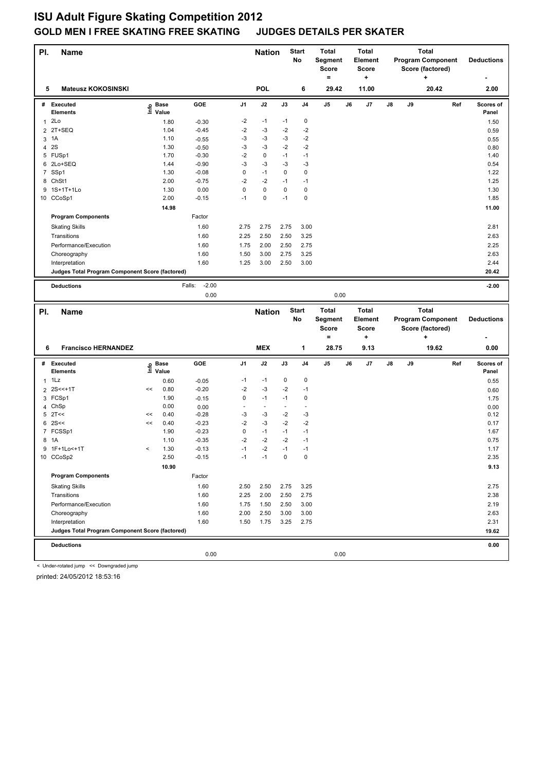# ISU Adult Figure Skating Competition 2012

## GOLD MEN I FREE SKATING FREE SKATING JUDGES DETAILS PER SKATER

| Pl. | Name | Nation | Start No | Total Segment Score = | Total Element Score + | Total Program Component Score (factored) + | Deductions - |
|---|---|---|---|---|---|---|---|
| 5 | Mateusz KOKOSINSKI | POL | 6 | 29.42 | 11.00 | 20.42 | 2.00 |

| # | Executed Elements | Info | Base Value | GOE | J1 | J2 | J3 | J4 | J5 | J6 | J7 | J8 | J9 | Ref | Scores of Panel |
|---|---|---|---|---|---|---|---|---|---|---|---|---|---|---|---|
| 1 | 2Lo | | 1.80 | -0.30 | -2 | -1 | -1 | 0 | | | | | | | 1.50 |
| 2 | 2T+SEQ | | 1.04 | -0.45 | -2 | -3 | -2 | -2 | | | | | | | 0.59 |
| 3 | 1A | | 1.10 | -0.55 | -3 | -3 | -3 | -2 | | | | | | | 0.55 |
| 4 | 2S | | 1.30 | -0.50 | -3 | -3 | -2 | -2 | | | | | | | 0.80 |
| 5 | FUSp1 | | 1.70 | -0.30 | -2 | 0 | -1 | -1 | | | | | | | 1.40 |
| 6 | 2Lo+SEQ | | 1.44 | -0.90 | -3 | -3 | -3 | -3 | | | | | | | 0.54 |
| 7 | SSp1 | | 1.30 | -0.08 | 0 | -1 | 0 | 0 | | | | | | | 1.22 |
| 8 | ChSt1 | | 2.00 | -0.75 | -2 | -2 | -1 | -1 | | | | | | | 1.25 |
| 9 | 1S+1T+1Lo | | 1.30 | 0.00 | 0 | 0 | 0 | 0 | | | | | | | 1.30 |
| 10 | CCoSp1 | | 2.00 | -0.15 | -1 | 0 | -1 | 0 | | | | | | | 1.85 |
| | | | 14.98 | | | | | | | | | | | | 11.00 |
| | **Program Components** | | | Factor | | | | | | | | | | | |
| | Skating Skills | | | 1.60 | 2.75 | 2.75 | 2.75 | 3.00 | | | | | | | 2.81 |
| | Transitions | | | 1.60 | 2.25 | 2.50 | 2.50 | 3.25 | | | | | | | 2.63 |
| | Performance/Execution | | | 1.60 | 1.75 | 2.00 | 2.50 | 2.75 | | | | | | | 2.25 |
| | Choreography | | | 1.60 | 1.50 | 3.00 | 2.75 | 3.25 | | | | | | | 2.63 |
| | Interpretation | | | 1.60 | 1.25 | 3.00 | 2.50 | 3.00 | | | | | | | 2.44 |
| | **Judges Total Program Component Score (factored)** | | | | | | | | | | | | | | 20.42 |
| | **Deductions** | | Falls: | -2.00 | | | | | | | | | | | -2.00 |
| | | | | 0.00 | | | | | 0.00 | | | | | | |

| Pl. | Name | Nation | Start No | Total Segment Score = | Total Element Score + | Total Program Component Score (factored) + | Deductions - |
|---|---|---|---|---|---|---|---|
| 6 | Francisco HERNANDEZ | MEX | 1 | 28.75 | 9.13 | 19.62 | 0.00 |

| # | Executed Elements | Info | Base Value | GOE | J1 | J2 | J3 | J4 | J5 | J6 | J7 | J8 | J9 | Ref | Scores of Panel |
|---|---|---|---|---|---|---|---|---|---|---|---|---|---|---|---|
| 1 | 1Lz | | 0.60 | -0.05 | -1 | -1 | 0 | 0 | | | | | | | 0.55 |
| 2 | 2S<<+1T | << | 0.80 | -0.20 | -2 | -3 | -2 | -1 | | | | | | | 0.60 |
| 3 | FCSp1 | | 1.90 | -0.15 | 0 | -1 | -1 | 0 | | | | | | | 1.75 |
| 4 | ChSp | | 0.00 | 0.00 | - | - | - | - | | | | | | | 0.00 |
| 5 | 2T<< | << | 0.40 | -0.28 | -3 | -3 | -2 | -3 | | | | | | | 0.12 |
| 6 | 2S<< | << | 0.40 | -0.23 | -2 | -3 | -2 | -2 | | | | | | | 0.17 |
| 7 | FCSSp1 | | 1.90 | -0.23 | 0 | -1 | -1 | -1 | | | | | | | 1.67 |
| 8 | 1A | | 1.10 | -0.35 | -2 | -2 | -2 | -1 | | | | | | | 0.75 |
| 9 | 1F+1Lo<+1T | < | 1.30 | -0.13 | -1 | -2 | -1 | -1 | | | | | | | 1.17 |
| 10 | CCoSp2 | | 2.50 | -0.15 | -1 | -1 | 0 | 0 | | | | | | | 2.35 |
| | | | 10.90 | | | | | | | | | | | | 9.13 |
| | **Program Components** | | | Factor | | | | | | | | | | | |
| | Skating Skills | | | 1.60 | 2.50 | 2.50 | 2.75 | 3.25 | | | | | | | 2.75 |
| | Transitions | | | 1.60 | 2.25 | 2.00 | 2.50 | 2.75 | | | | | | | 2.38 |
| | Performance/Execution | | | 1.60 | 1.75 | 1.50 | 2.50 | 3.00 | | | | | | | 2.19 |
| | Choreography | | | 1.60 | 2.00 | 2.50 | 3.00 | 3.00 | | | | | | | 2.63 |
| | Interpretation | | | 1.60 | 1.50 | 1.75 | 3.25 | 2.75 | | | | | | | 2.31 |
| | **Judges Total Program Component Score (factored)** | | | | | | | | | | | | | | 19.62 |
| | **Deductions** | | | | | | | | | | | | | | 0.00 |
| | | | | 0.00 | | | | | 0.00 | | | | | | |

< Under-rotated jump << Downgraded jump

printed: 24/05/2012 18:53:16